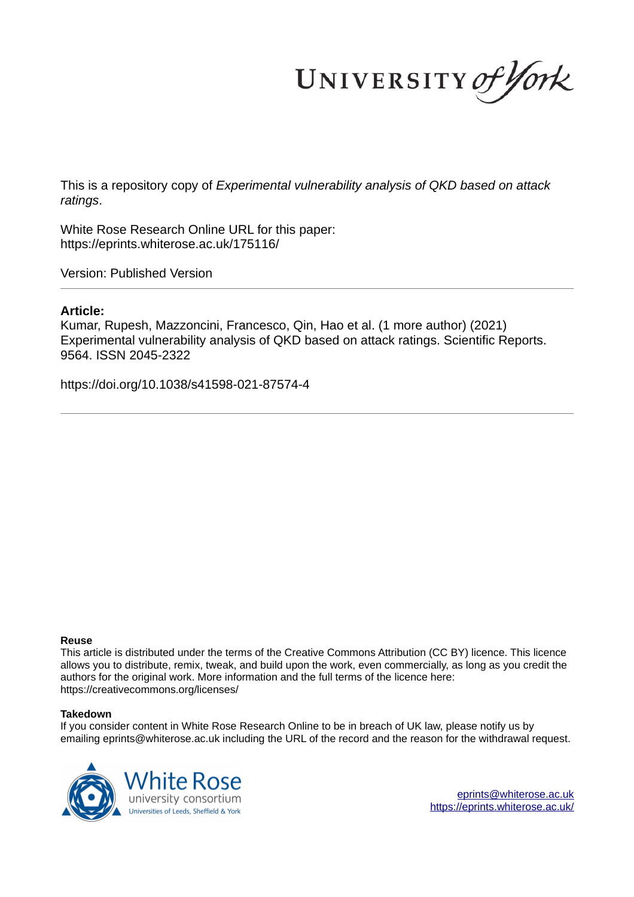This is a repository copy of *Experimental vulnerability analysis of QKD based on attack ratings*.

White Rose Research Online URL for this paper:
https://eprints.whiterose.ac.uk/175116/

Version: Published Version

**Article:**

Kumar, Rupesh, Mazzoncini, Francesco, Qin, Hao et al. (1 more author) (2021) Experimental vulnerability analysis of QKD based on attack ratings. Scientific Reports. 9564. ISSN 2045-2322

https://doi.org/10.1038/s41598-021-87574-4

**Reuse**

This article is distributed under the terms of the Creative Commons Attribution (CC BY) licence. This licence allows you to distribute, remix, tweak, and build upon the work, even commercially, as long as you credit the authors for the original work. More information and the full terms of the licence here: https://creativecommons.org/licenses/

**Takedown**

If you consider content in White Rose Research Online to be in breach of UK law, please notify us by emailing eprints@whiterose.ac.uk including the URL of the record and the reason for the withdrawal request.

eprints@whiterose.ac.uk
https://eprints.whiterose.ac.uk/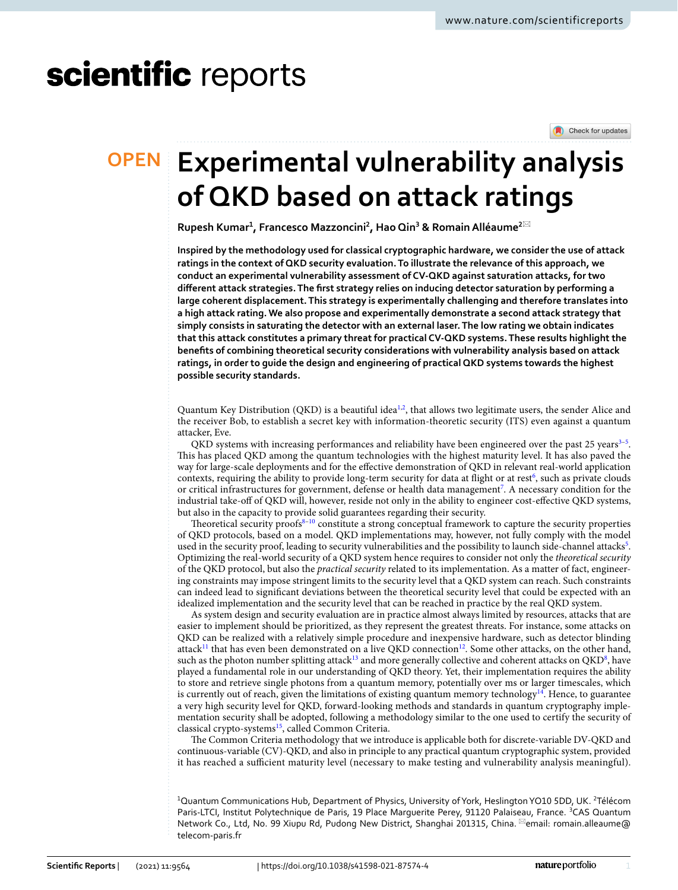# Experimental vulnerability analysis of QKD based on attack ratings

**Rupesh Kumar[1], Francesco Mazzoncini[2], Hao Qin[3] & Romain Alléaume[2]**

**Inspired by the methodology used for classical cryptographic hardware, we consider the use of attack ratings in the context of QKD security evaluation. To illustrate the relevance of this approach, we conduct an experimental vulnerability assessment of CV-QKD against saturation attacks, for two different attack strategies. The first strategy relies on inducing detector saturation by performing a large coherent displacement. This strategy is experimentally challenging and therefore translates into a high attack rating. We also propose and experimentally demonstrate a second attack strategy that simply consists in saturating the detector with an external laser. The low rating we obtain indicates that this attack constitutes a primary threat for practical CV-QKD systems. These results highlight the benefits of combining theoretical security considerations with vulnerability analysis based on attack ratings, in order to guide the design and engineering of practical QKD systems towards the highest possible security standards.**

Quantum Key Distribution (QKD) is a beautiful idea[1,2], that allows two legitimate users, the sender Alice and the receiver Bob, to establish a secret key with information-theoretic security (ITS) even against a quantum attacker, Eve.

QKD systems with increasing performances and reliability have been engineered over the past 25 years[3–5]. This has placed QKD among the quantum technologies with the highest maturity level. It has also paved the way for large-scale deployments and for the effective demonstration of QKD in relevant real-world application contexts, requiring the ability to provide long-term security for data at flight or at rest[6], such as private clouds or critical infrastructures for government, defense or health data management[7]. A necessary condition for the industrial take-off of QKD will, however, reside not only in the ability to engineer cost-effective QKD systems, but also in the capacity to provide solid guarantees regarding their security.

Theoretical security proofs[8–10] constitute a strong conceptual framework to capture the security properties of QKD protocols, based on a model. QKD implementations may, however, not fully comply with the model used in the security proof, leading to security vulnerabilities and the possibility to launch side-channel attacks[5]. Optimizing the real-world security of a QKD system hence requires to consider not only the *theoretical security* of the QKD protocol, but also the *practical security* related to its implementation. As a matter of fact, engineering constraints may impose stringent limits to the security level that a QKD system can reach. Such constraints can indeed lead to significant deviations between the theoretical security level that could be expected with an idealized implementation and the security level that can be reached in practice by the real QKD system.

As system design and security evaluation are in practice almost always limited by resources, attacks that are easier to implement should be prioritized, as they represent the greatest threats. For instance, some attacks on QKD can be realized with a relatively simple procedure and inexpensive hardware, such as detector blinding attack[11] that has even been demonstrated on a live QKD connection[12]. Some other attacks, on the other hand, such as the photon number splitting attack[13] and more generally collective and coherent attacks on QKD[8], have played a fundamental role in our understanding of QKD theory. Yet, their implementation requires the ability to store and retrieve single photons from a quantum memory, potentially over ms or larger timescales, which is currently out of reach, given the limitations of existing quantum memory technology[14]. Hence, to guarantee a very high security level for QKD, forward-looking methods and standards in quantum cryptography implementation security shall be adopted, following a methodology similar to the one used to certify the security of classical crypto-systems[15], called Common Criteria.

The Common Criteria methodology that we introduce is applicable both for discrete-variable DV-QKD and continuous-variable (CV)-QKD, and also in principle to any practical quantum cryptographic system, provided it has reached a sufficient maturity level (necessary to make testing and vulnerability analysis meaningful).

[1]Quantum Communications Hub, Department of Physics, University of York, Heslington YO10 5DD, UK. [2]Télécom Paris-LTCI, Institut Polytechnique de Paris, 19 Place Marguerite Perey, 91120 Palaiseau, France. [3]CAS Quantum Network Co., Ltd, No. 99 Xiupu Rd, Pudong New District, Shanghai 201315, China. email: romain.alleaume@telecom-paris.fr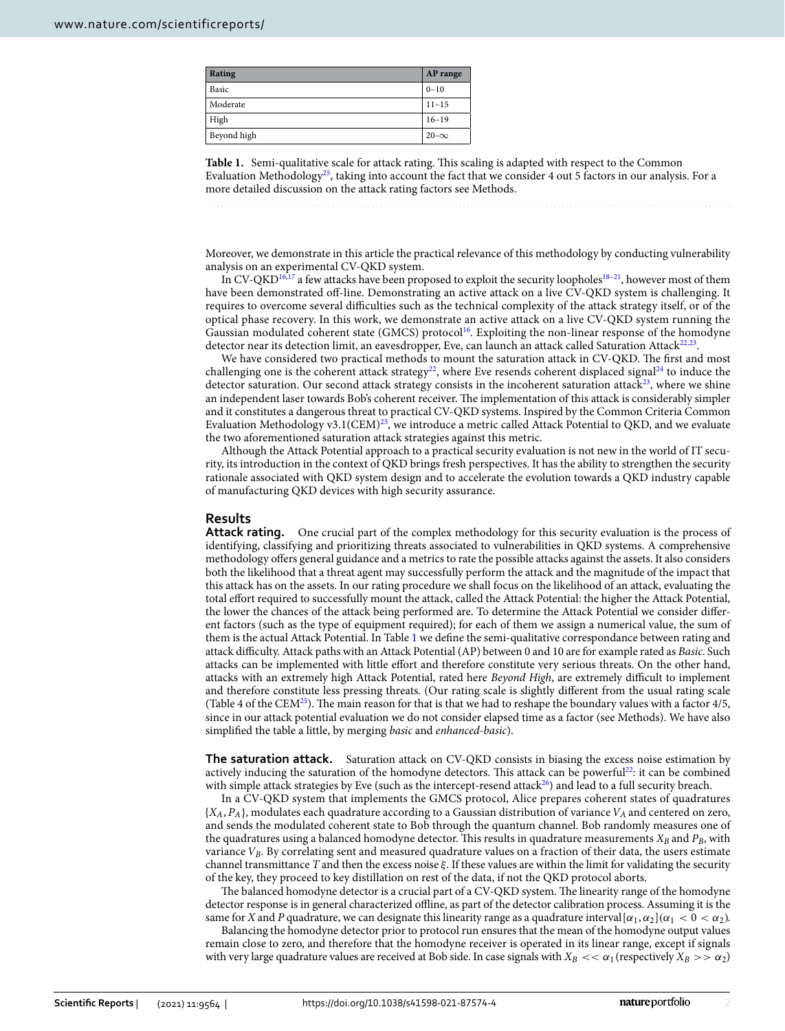| Rating | AP range |
|---|---|
| Basic | 0–10 |
| Moderate | 11–15 |
| High | 16–19 |
| Beyond high | 20–$\infty$ |

**Table 1.** Semi-qualitative scale for attack rating. This scaling is adapted with respect to the Common Evaluation Methodology[25], taking into account the fact that we consider 4 out 5 factors in our analysis. For a more detailed discussion on the attack rating factors see Methods.

Moreover, we demonstrate in this article the practical relevance of this methodology by conducting vulnerability analysis on an experimental CV-QKD system.

In CV-QKD[16,17] a few attacks have been proposed to exploit the security loopholes[18–21], however most of them have been demonstrated off-line. Demonstrating an active attack on a live CV-QKD system is challenging. It requires to overcome several difficulties such as the technical complexity of the attack strategy itself, or of the optical phase recovery. In this work, we demonstrate an active attack on a live CV-QKD system running the Gaussian modulated coherent state (GMCS) protocol[16]. Exploiting the non-linear response of the homodyne detector near its detection limit, an eavesdropper, Eve, can launch an attack called Saturation Attack[22,23].

We have considered two practical methods to mount the saturation attack in CV-QKD. The first and most challenging one is the coherent attack strategy[22], where Eve resends coherent displaced signal[24] to induce the detector saturation. Our second attack strategy consists in the incoherent saturation attack[23], where we shine an independent laser towards Bob's coherent receiver. The implementation of this attack is considerably simpler and it constitutes a dangerous threat to practical CV-QKD systems. Inspired by the Common Criteria Common Evaluation Methodology v3.1(CEM)[25], we introduce a metric called Attack Potential to QKD, and we evaluate the two aforementioned saturation attack strategies against this metric.

Although the Attack Potential approach to a practical security evaluation is not new in the world of IT security, its introduction in the context of QKD brings fresh perspectives. It has the ability to strengthen the security rationale associated with QKD system design and to accelerate the evolution towards a QKD industry capable of manufacturing QKD devices with high security assurance.

## Results

### Attack rating.

One crucial part of the complex methodology for this security evaluation is the process of identifying, classifying and prioritizing threats associated to vulnerabilities in QKD systems. A comprehensive methodology offers general guidance and a metrics to rate the possible attacks against the assets. It also considers both the likelihood that a threat agent may successfully perform the attack and the magnitude of the impact that this attack has on the assets. In our rating procedure we shall focus on the likelihood of an attack, evaluating the total effort required to successfully mount the attack, called the Attack Potential: the higher the Attack Potential, the lower the chances of the attack being performed are. To determine the Attack Potential we consider different factors (such as the type of equipment required); for each of them we assign a numerical value, the sum of them is the actual Attack Potential. In Table 1 we define the semi-qualitative correspondance between rating and attack difficulty. Attack paths with an Attack Potential (AP) between 0 and 10 are for example rated as *Basic*. Such attacks can be implemented with little effort and therefore constitute very serious threats. On the other hand, attacks with an extremely high Attack Potential, rated here *Beyond High*, are extremely difficult to implement and therefore constitute less pressing threats. (Our rating scale is slightly different from the usual rating scale (Table 4 of the CEM[25]). The main reason for that is that we had to reshape the boundary values with a factor 4/5, since in our attack potential evaluation we do not consider elapsed time as a factor (see Methods). We have also simplified the table a little, by merging *basic* and *enhanced-basic*).

### The saturation attack.

Saturation attack on CV-QKD consists in biasing the excess noise estimation by actively inducing the saturation of the homodyne detectors. This attack can be powerful[22]: it can be combined with simple attack strategies by Eve (such as the intercept-resend attack[26]) and lead to a full security breach.

In a CV-QKD system that implements the GMCS protocol, Alice prepares coherent states of quadratures $\{X_A, P_A\}$, modulates each quadrature according to a Gaussian distribution of variance $V_A$ and centered on zero, and sends the modulated coherent state to Bob through the quantum channel. Bob randomly measures one of the quadratures using a balanced homodyne detector. This results in quadrature measurements $X_B$ and $P_B$, with variance $V_B$. By correlating sent and measured quadrature values on a fraction of their data, the users estimate channel transmittance $T$ and then the excess noise $\xi$. If these values are within the limit for validating the security of the key, they proceed to key distillation on rest of the data, if not the QKD protocol aborts.

The balanced homodyne detector is a crucial part of a CV-QKD system. The linearity range of the homodyne detector response is in general characterized offline, as part of the detector calibration process. Assuming it is the same for $X$ and $P$ quadrature, we can designate this linearity range as a quadrature interval $[\alpha_1, \alpha_2]$ $(\alpha_1 < 0 < \alpha_2)$.

Balancing the homodyne detector prior to protocol run ensures that the mean of the homodyne output values remain close to zero, and therefore that the homodyne receiver is operated in its linear range, except if signals with very large quadrature values are received at Bob side. In case signals with $X_B << \alpha_1$ (respectively $X_B >> \alpha_2$)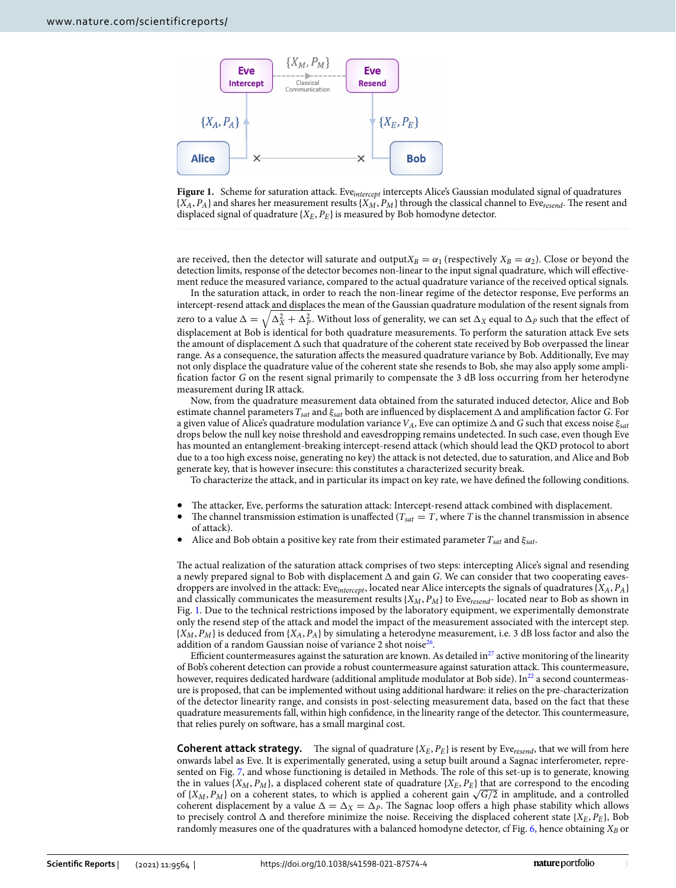Figure 1. Scheme for saturation attack. $\text{Eve}_{intercept}$ intercepts Alice's Gaussian modulated signal of quadratures $\{X_A, P_A\}$ and shares her measurement results $\{X_M, P_M\}$ through the classical channel to $\text{Eve}_{resend}$. The resent and displaced signal of quadrature $\{X_E, P_E\}$ is measured by Bob homodyne detector.

are received, then the detector will saturate and output$X_B = \alpha_1$ (respectively $X_B = \alpha_2$). Close or beyond the detection limits, response of the detector becomes non-linear to the input signal quadrature, which will effectivement reduce the measured variance, compared to the actual quadrature variance of the received optical signals.

In the saturation attack, in order to reach the non-linear regime of the detector response, Eve performs an intercept-resend attack and displaces the mean of the Gaussian quadrature modulation of the resent signals from zero to a value $\Delta = \sqrt{\Delta_X^2 + \Delta_P^2}$. Without loss of generality, we can set $\Delta_X$ equal to $\Delta_P$ such that the effect of displacement at Bob is identical for both quadrature measurements. To perform the saturation attack Eve sets the amount of displacement $\Delta$ such that quadrature of the coherent state received by Bob overpassed the linear range. As a consequence, the saturation affects the measured quadrature variance by Bob. Additionally, Eve may not only displace the quadrature value of the coherent state she resends to Bob, she may also apply some amplification factor $G$ on the resent signal primarily to compensate the 3 dB loss occurring from her heterodyne measurement during IR attack.

Now, from the quadrature measurement data obtained from the saturated induced detector, Alice and Bob estimate channel parameters $T_{sat}$ and $\xi_{sat}$ both are influenced by displacement $\Delta$ and amplification factor $G$. For a given value of Alice's quadrature modulation variance $V_A$, Eve can optimize $\Delta$ and $G$ such that excess noise $\xi_{sat}$ drops below the null key noise threshold and eavesdropping remains undetected. In such case, even though Eve has mounted an entanglement-breaking intercept-resend attack (which should lead the QKD protocol to abort due to a too high excess noise, generating no key) the attack is not detected, due to saturation, and Alice and Bob generate key, that is however insecure: this constitutes a characterized security break.

To characterize the attack, and in particular its impact on key rate, we have defined the following conditions.

- The attacker, Eve, performs the saturation attack: Intercept-resend attack combined with displacement.
- The channel transmission estimation is unaffected ($T_{sat} = T$, where $T$ is the channel transmission in absence of attack).
- Alice and Bob obtain a positive key rate from their estimated parameter $T_{sat}$ and $\xi_{sat}$.

The actual realization of the saturation attack comprises of two steps: intercepting Alice's signal and resending a newly prepared signal to Bob with displacement $\Delta$ and gain $G$. We can consider that two cooperating eavesdroppers are involved in the attack: $\text{Eve}_{intercept}$, located near Alice intercepts the signals of quadratures $\{X_A, P_A\}$ and classically communicates the measurement results $\{X_M, P_M\}$ to $\text{Eve}_{resend}$- located near to Bob as shown in Fig. 1. Due to the technical restrictions imposed by the laboratory equipment, we experimentally demonstrate only the resend step of the attack and model the impact of the measurement associated with the intercept step. $\{X_M, P_M\}$ is deduced from $\{X_A, P_A\}$ by simulating a heterodyne measurement, i.e. 3 dB loss factor and also the addition of a random Gaussian noise of variance 2 shot noise[26].

Efficient countermeasures against the saturation are known. As detailed in[27] active monitoring of the linearity of Bob's coherent detection can provide a robust countermeasure against saturation attack. This countermeasure, however, requires dedicated hardware (additional amplitude modulator at Bob side). In[22] a second countermeasure is proposed, that can be implemented without using additional hardware: it relies on the pre-characterization of the detector linearity range, and consists in post-selecting measurement data, based on the fact that these quadrature measurements fall, within high confidence, in the linearity range of the detector. This countermeasure, that relies purely on software, has a small marginal cost.

**Coherent attack strategy.** The signal of quadrature $\{X_E, P_E\}$ is resent by $\text{Eve}_{resend}$, that we will from here onwards label as Eve. It is experimentally generated, using a setup built around a Sagnac interferometer, represented on Fig. 7, and whose functioning is detailed in Methods. The role of this set-up is to generate, knowing the in values $\{X_M, P_M\}$, a displaced coherent state of quadrature $\{X_E, P_E\}$ that are correspond to the encoding of $\{X_M, P_M\}$ on a coherent states, to which is applied a coherent gain $\sqrt{G/2}$ in amplitude, and a controlled coherent displacement by a value $\Delta = \Delta_X = \Delta_P$. The Sagnac loop offers a high phase stability which allows to precisely control $\Delta$ and therefore minimize the noise. Receiving the displaced coherent state $\{X_E, P_E\}$, Bob randomly measures one of the quadratures with a balanced homodyne detector, cf Fig. 6, hence obtaining $X_B$ or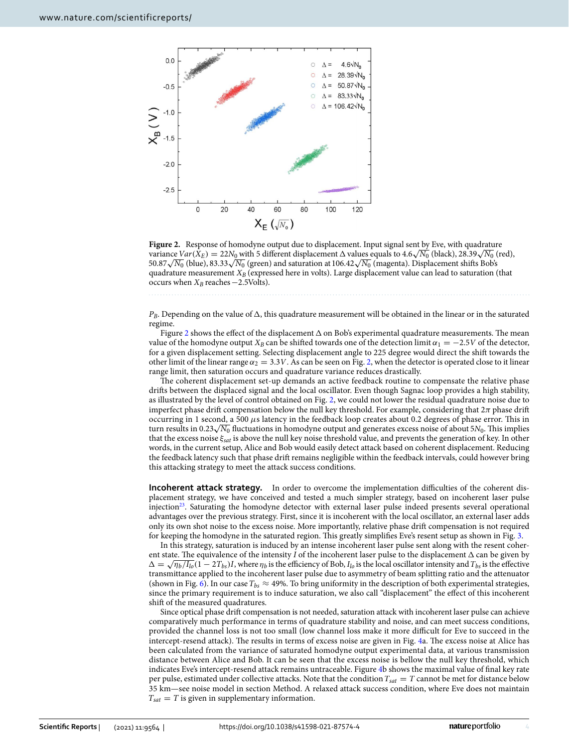**Figure 2.** Response of homodyne output due to displacement. Input signal sent by Eve, with quadrature variance $Var(X_E) = 22N_0$ with 5 different displacement $\Delta$ values equals to $4.6\sqrt{N_0}$ (black), $28.39\sqrt{N_0}$ (red), $50.87\sqrt{N_0}$ (blue), $83.33\sqrt{N_0}$ (green) and saturation at $106.42\sqrt{N_0}$ (magenta). Displacement shifts Bob's quadrature measurement $X_B$ (expressed here in volts). Large displacement value can lead to saturation (that occurs when $X_B$ reaches −2.5Volts).

$P_B$. Depending on the value of $\Delta$, this quadrature measurement will be obtained in the linear or in the saturated regime.

Figure 2 shows the effect of the displacement $\Delta$ on Bob's experimental quadrature measurements. The mean value of the homodyne output $X_B$ can be shifted towards one of the detection limit $\alpha_1 = -2.5V$ of the detector, for a given displacement setting. Selecting displacement angle to 225 degree would direct the shift towards the other limit of the linear range $\alpha_2 = 3.3V$. As can be seen on Fig. 2, when the detector is operated close to it linear range limit, then saturation occurs and quadrature variance reduces drastically.

The coherent displacement set-up demands an active feedback routine to compensate the relative phase drifts between the displaced signal and the local oscillator. Even though Sagnac loop provides a high stability, as illustrated by the level of control obtained on Fig. 2, we could not lower the residual quadrature noise due to imperfect phase drift compensation below the null key threshold. For example, considering that $2\pi$ phase drift occurring in 1 second, a 500 $\mu$s latency in the feedback loop creates about 0.2 degrees of phase error. This in turn results in $0.23\sqrt{N_0}$ fluctuations in homodyne output and generates excess noise of about $5N_0$. This implies that the excess noise $\xi_{sat}$ is above the null key noise threshold value, and prevents the generation of key. In other words, in the current setup, Alice and Bob would easily detect attack based on coherent displacement. Reducing the feedback latency such that phase drift remains negligible within the feedback intervals, could however bring this attacking strategy to meet the attack success conditions.

**Incoherent attack strategy.** In order to overcome the implementation difficulties of the coherent displacement strategy, we have conceived and tested a much simpler strategy, based on incoherent laser pulse injection[23]. Saturating the homodyne detector with external laser pulse indeed presents several operational advantages over the previous strategy. First, since it is incoherent with the local oscillator, an external laser adds only its own shot noise to the excess noise. More importantly, relative phase drift compensation is not required for keeping the homodyne in the saturated region. This greatly simplifies Eve's resent setup as shown in Fig. 3.

In this strategy, saturation is induced by an intense incoherent laser pulse sent along with the resent coherent state. The equivalence of the intensity $I$ of the incoherent laser pulse to the displacement $\Delta$ can be given by $\Delta = \sqrt{\eta_b/I_{lo}}(1 - 2T_{bs})I$, where $\eta_b$ is the efficiency of Bob, $I_{lo}$ is the local oscillator intensity and $T_{bs}$ is the effective transmittance applied to the incoherent laser pulse due to asymmetry of beam splitting ratio and the attenuator (shown in Fig. 6). In our case $T_{bs} \approx 49\%$. To bring uniformity in the description of both experimental strategies, since the primary requirement is to induce saturation, we also call "displacement" the effect of this incoherent shift of the measured quadratures.

Since optical phase drift compensation is not needed, saturation attack with incoherent laser pulse can achieve comparatively much performance in terms of quadrature stability and noise, and can meet success conditions, provided the channel loss is not too small (low channel loss make it more difficult for Eve to succeed in the intercept-resend attack). The results in terms of excess noise are given in Fig. 4a. The excess noise at Alice has been calculated from the variance of saturated homodyne output experimental data, at various transmission distance between Alice and Bob. It can be seen that the excess noise is bellow the null key threshold, which indicates Eve's intercept-resend attack remains untraceable. Figure 4b shows the maximal value of final key rate per pulse, estimated under collective attacks. Note that the condition $T_{sat} = T$ cannot be met for distance below 35 km—see noise model in section Method. A relaxed attack success condition, where Eve does not maintain $T_{sat} = T$ is given in supplementary information.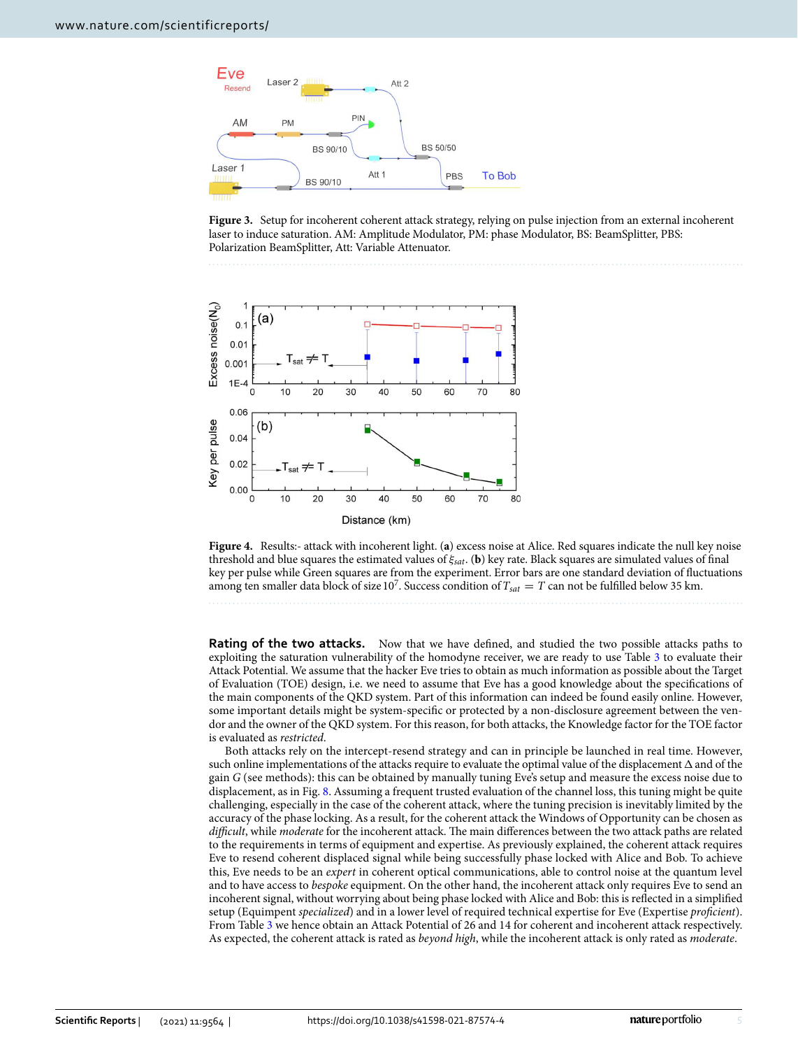**Figure 3.** Setup for incoherent coherent attack strategy, relying on pulse injection from an external incoherent laser to induce saturation. AM: Amplitude Modulator, PM: phase Modulator, BS: BeamSplitter, PBS: Polarization BeamSplitter, Att: Variable Attenuator.

**Figure 4.** Results:- attack with incoherent light. (**a**) excess noise at Alice. Red squares indicate the null key noise threshold and blue squares the estimated values of $\xi_{sat}$. (**b**) key rate. Black squares are simulated values of final key per pulse while Green squares are from the experiment. Error bars are one standard deviation of fluctuations among ten smaller data block of size $10^7$. Success condition of $T_{sat} = T$ can not be fulfilled below 35 km.

**Rating of the two attacks.** Now that we have defined, and studied the two possible attacks paths to exploiting the saturation vulnerability of the homodyne receiver, we are ready to use Table 3 to evaluate their Attack Potential. We assume that the hacker Eve tries to obtain as much information as possible about the Target of Evaluation (TOE) design, i.e. we need to assume that Eve has a good knowledge about the specifications of the main components of the QKD system. Part of this information can indeed be found easily online. However, some important details might be system-specific or protected by a non-disclosure agreement between the vendor and the owner of the QKD system. For this reason, for both attacks, the Knowledge factor for the TOE factor is evaluated as *restricted*.

Both attacks rely on the intercept-resend strategy and can in principle be launched in real time. However, such online implementations of the attacks require to evaluate the optimal value of the displacement Δ and of the gain *G* (see methods): this can be obtained by manually tuning Eve's setup and measure the excess noise due to displacement, as in Fig. 8. Assuming a frequent trusted evaluation of the channel loss, this tuning might be quite challenging, especially in the case of the coherent attack, where the tuning precision is inevitably limited by the accuracy of the phase locking. As a result, for the coherent attack the Windows of Opportunity can be chosen as *difficult*, while *moderate* for the incoherent attack. The main differences between the two attack paths are related to the requirements in terms of equipment and expertise. As previously explained, the coherent attack requires Eve to resend coherent displaced signal while being successfully phase locked with Alice and Bob. To achieve this, Eve needs to be an *expert* in coherent optical communications, able to control noise at the quantum level and to have access to *bespoke* equipment. On the other hand, the incoherent attack only requires Eve to send an incoherent signal, without worrying about being phase locked with Alice and Bob: this is reflected in a simplified setup (Equipment *specialized*) and in a lower level of required technical expertise for Eve (Expertise *proficient*). From Table 3 we hence obtain an Attack Potential of 26 and 14 for coherent and incoherent attack respectively. As expected, the coherent attack is rated as *beyond high*, while the incoherent attack is only rated as *moderate*.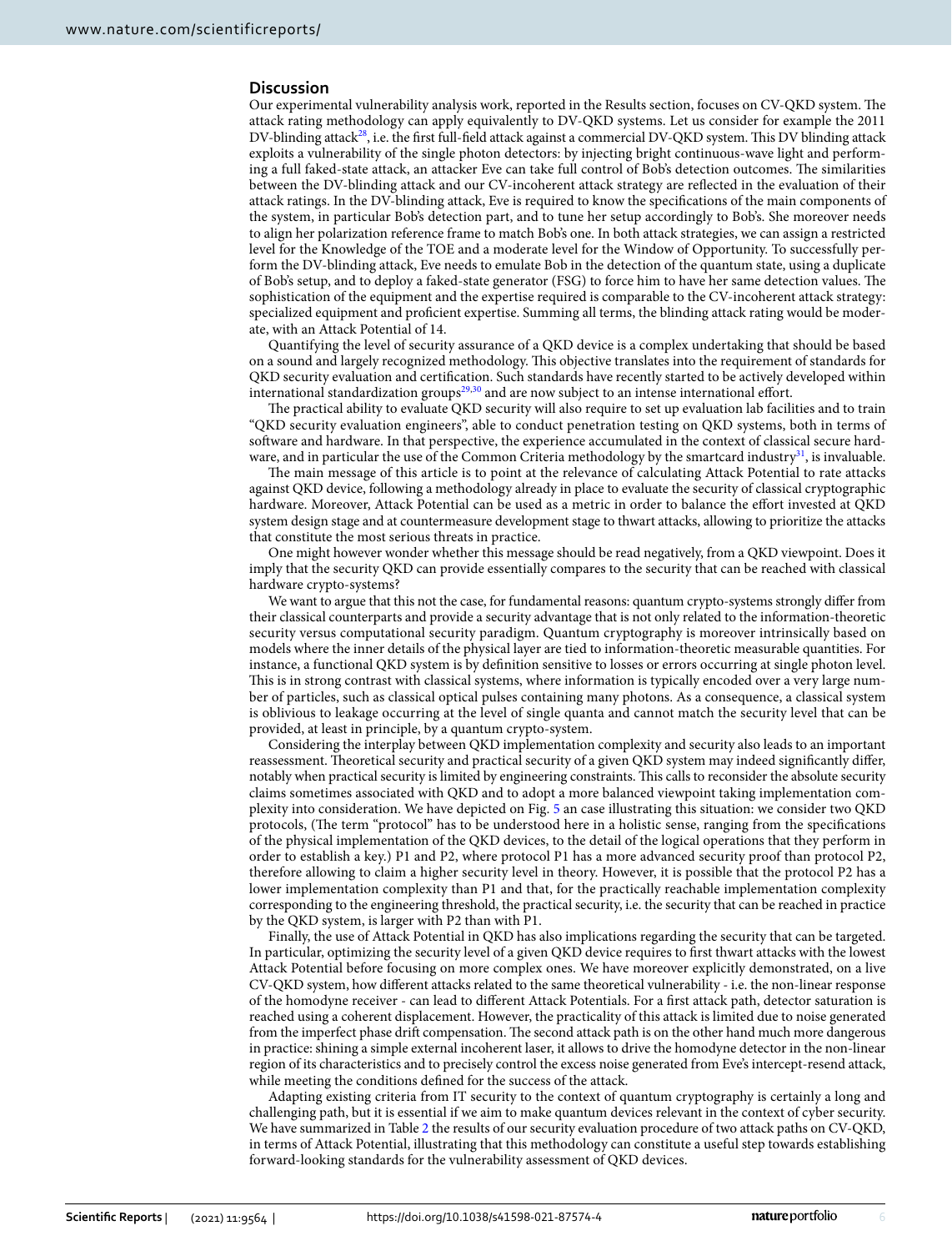## Discussion

Our experimental vulnerability analysis work, reported in the Results section, focuses on CV-QKD system. The attack rating methodology can apply equivalently to DV-QKD systems. Let us consider for example the 2011 DV-blinding attack[28], i.e. the first full-field attack against a commercial DV-QKD system. This DV blinding attack exploits a vulnerability of the single photon detectors: by injecting bright continuous-wave light and performing a full faked-state attack, an attacker Eve can take full control of Bob's detection outcomes. The similarities between the DV-blinding attack and our CV-incoherent attack strategy are reflected in the evaluation of their attack ratings. In the DV-blinding attack, Eve is required to know the specifications of the main components of the system, in particular Bob's detection part, and to tune her setup accordingly to Bob's. She moreover needs to align her polarization reference frame to match Bob's one. In both attack strategies, we can assign a restricted level for the Knowledge of the TOE and a moderate level for the Window of Opportunity. To successfully perform the DV-blinding attack, Eve needs to emulate Bob in the detection of the quantum state, using a duplicate of Bob's setup, and to deploy a faked-state generator (FSG) to force him to have her same detection values. The sophistication of the equipment and the expertise required is comparable to the CV-incoherent attack strategy: specialized equipment and proficient expertise. Summing all terms, the blinding attack rating would be moderate, with an Attack Potential of 14.

Quantifying the level of security assurance of a QKD device is a complex undertaking that should be based on a sound and largely recognized methodology. This objective translates into the requirement of standards for QKD security evaluation and certification. Such standards have recently started to be actively developed within international standardization groups[29,30] and are now subject to an intense international effort.

The practical ability to evaluate QKD security will also require to set up evaluation lab facilities and to train "QKD security evaluation engineers", able to conduct penetration testing on QKD systems, both in terms of software and hardware. In that perspective, the experience accumulated in the context of classical secure hardware, and in particular the use of the Common Criteria methodology by the smartcard industry[31], is invaluable.

The main message of this article is to point at the relevance of calculating Attack Potential to rate attacks against QKD device, following a methodology already in place to evaluate the security of classical cryptographic hardware. Moreover, Attack Potential can be used as a metric in order to balance the effort invested at QKD system design stage and at countermeasure development stage to thwart attacks, allowing to prioritize the attacks that constitute the most serious threats in practice.

One might however wonder whether this message should be read negatively, from a QKD viewpoint. Does it imply that the security QKD can provide essentially compares to the security that can be reached with classical hardware crypto-systems?

We want to argue that this not the case, for fundamental reasons: quantum crypto-systems strongly differ from their classical counterparts and provide a security advantage that is not only related to the information-theoretic security versus computational security paradigm. Quantum cryptography is moreover intrinsically based on models where the inner details of the physical layer are tied to information-theoretic measurable quantities. For instance, a functional QKD system is by definition sensitive to losses or errors occurring at single photon level. This is in strong contrast with classical systems, where information is typically encoded over a very large number of particles, such as classical optical pulses containing many photons. As a consequence, a classical system is oblivious to leakage occurring at the level of single quanta and cannot match the security level that can be provided, at least in principle, by a quantum crypto-system.

Considering the interplay between QKD implementation complexity and security also leads to an important reassessment. Theoretical security and practical security of a given QKD system may indeed significantly differ, notably when practical security is limited by engineering constraints. This calls to reconsider the absolute security claims sometimes associated with QKD and to adopt a more balanced viewpoint taking implementation complexity into consideration. We have depicted on Fig. 5 an case illustrating this situation: we consider two QKD protocols, (The term "protocol" has to be understood here in a holistic sense, ranging from the specifications of the physical implementation of the QKD devices, to the detail of the logical operations that they perform in order to establish a key.) P1 and P2, where protocol P1 has a more advanced security proof than protocol P2, therefore allowing to claim a higher security level in theory. However, it is possible that the protocol P2 has a lower implementation complexity than P1 and that, for the practically reachable implementation complexity corresponding to the engineering threshold, the practical security, i.e. the security that can be reached in practice by the QKD system, is larger with P2 than with P1.

Finally, the use of Attack Potential in QKD has also implications regarding the security that can be targeted. In particular, optimizing the security level of a given QKD device requires to first thwart attacks with the lowest Attack Potential before focusing on more complex ones. We have moreover explicitly demonstrated, on a live CV-QKD system, how different attacks related to the same theoretical vulnerability - i.e. the non-linear response of the homodyne receiver - can lead to different Attack Potentials. For a first attack path, detector saturation is reached using a coherent displacement. However, the practicality of this attack is limited due to noise generated from the imperfect phase drift compensation. The second attack path is on the other hand much more dangerous in practice: shining a simple external incoherent laser, it allows to drive the homodyne detector in the non-linear region of its characteristics and to precisely control the excess noise generated from Eve's intercept-resend attack, while meeting the conditions defined for the success of the attack.

Adapting existing criteria from IT security to the context of quantum cryptography is certainly a long and challenging path, but it is essential if we aim to make quantum devices relevant in the context of cyber security. We have summarized in Table 2 the results of our security evaluation procedure of two attack paths on CV-QKD, in terms of Attack Potential, illustrating that this methodology can constitute a useful step towards establishing forward-looking standards for the vulnerability assessment of QKD devices.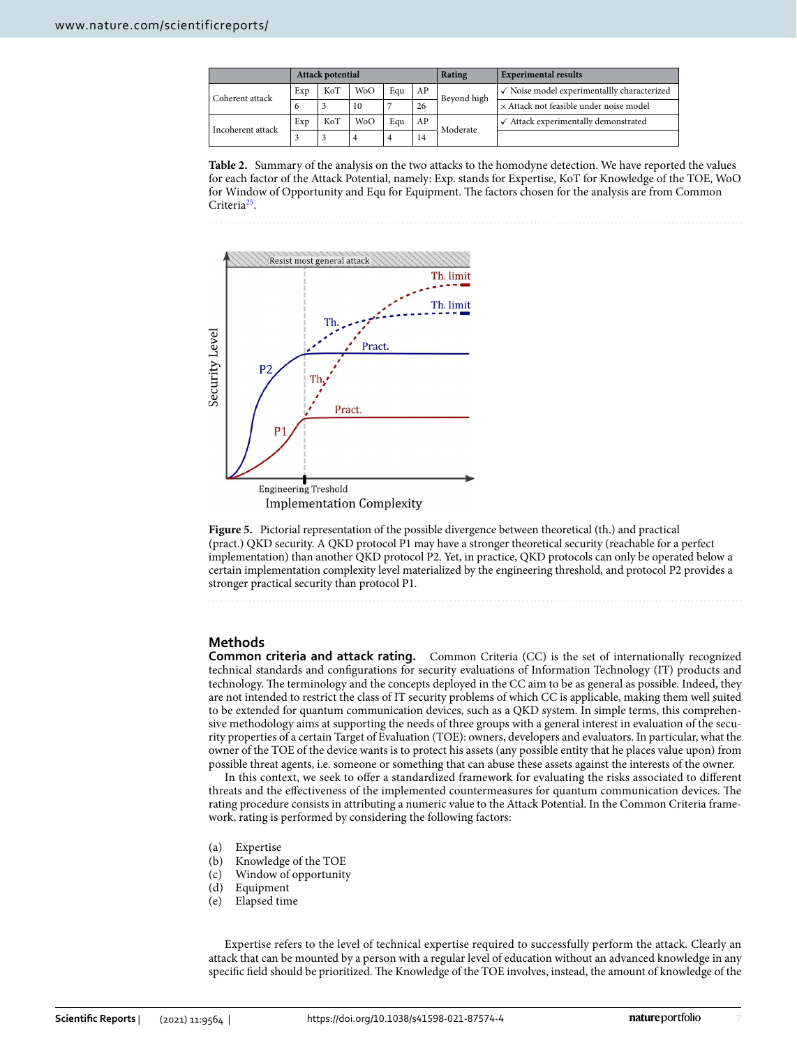| | Attack potential | | | | | Rating | Experimental results |
|---|---|---|---|---|---|---|---|
| Coherent attack | Exp | KoT | WoO | Equ | AP | Beyond high | ✓ Noise model experimentallly characterized |
| | 6 | 3 | 10 | 7 | 26 | | × Attack not feasible under noise model |
| Incoherent attack | Exp | KoT | WoO | Equ | AP | Moderate | ✓ Attack experimentally demonstrated |
| | 3 | 3 | 4 | 4 | 14 | | |

**Table 2.** Summary of the analysis on the two attacks to the homodyne detection. We have reported the values for each factor of the Attack Potential, namely: Exp. stands for Expertise, KoT for Knowledge of the TOE, WoO for Window of Opportunity and Equ for Equipment. The factors chosen for the analysis are from Common Criteria[25].

**Figure 5.** Pictorial representation of the possible divergence between theoretical (th.) and practical (pract.) QKD security. A QKD protocol P1 may have a stronger theoretical security (reachable for a perfect implementation) than another QKD protocol P2. Yet, in practice, QKD protocols can only be operated below a certain implementation complexity level materialized by the engineering threshold, and protocol P2 provides a stronger practical security than protocol P1.

## Methods

**Common criteria and attack rating.** Common Criteria (CC) is the set of internationally recognized technical standards and configurations for security evaluations of Information Technology (IT) products and technology. The terminology and the concepts deployed in the CC aim to be as general as possible. Indeed, they are not intended to restrict the class of IT security problems of which CC is applicable, making them well suited to be extended for quantum communication devices, such as a QKD system. In simple terms, this comprehensive methodology aims at supporting the needs of three groups with a general interest in evaluation of the security properties of a certain Target of Evaluation (TOE): owners, developers and evaluators. In particular, what the owner of the TOE of the device wants is to protect his assets (any possible entity that he places value upon) from possible threat agents, i.e. someone or something that can abuse these assets against the interests of the owner.

In this context, we seek to offer a standardized framework for evaluating the risks associated to different threats and the effectiveness of the implemented countermeasures for quantum communication devices. The rating procedure consists in attributing a numeric value to the Attack Potential. In the Common Criteria framework, rating is performed by considering the following factors:

(a) Expertise
(b) Knowledge of the TOE
(c) Window of opportunity
(d) Equipment
(e) Elapsed time

Expertise refers to the level of technical expertise required to successfully perform the attack. Clearly an attack that can be mounted by a person with a regular level of education without an advanced knowledge in any specific field should be prioritized. The Knowledge of the TOE involves, instead, the amount of knowledge of the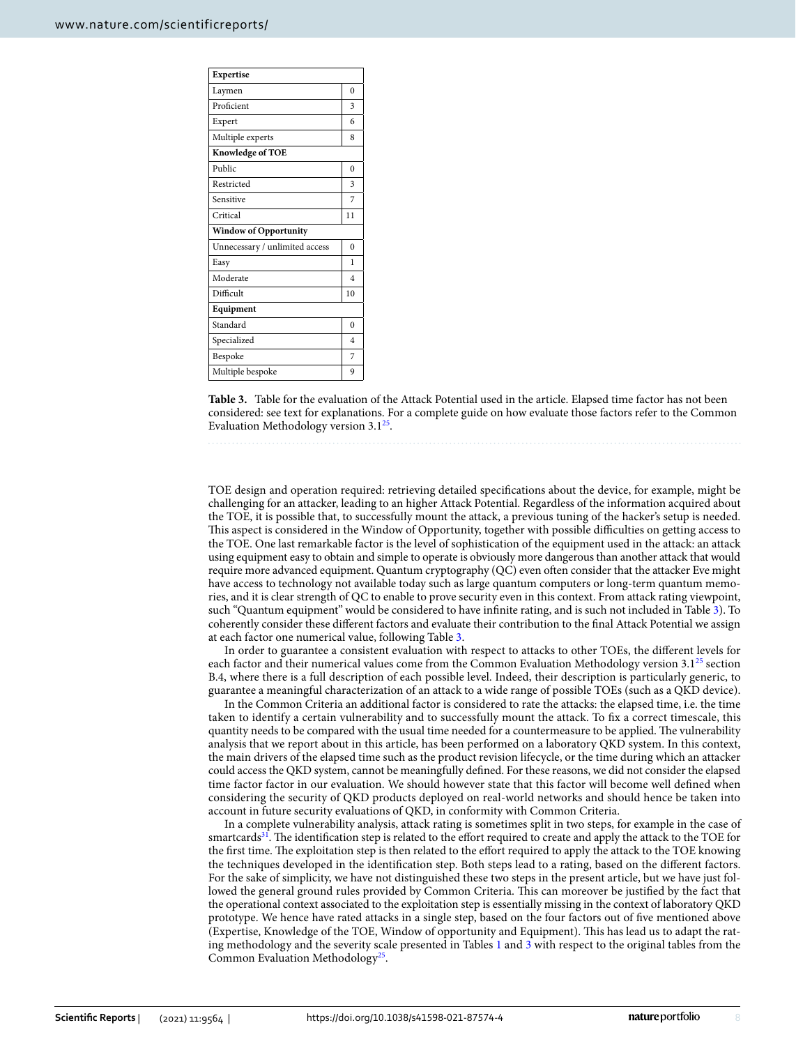| Expertise | |
|---|---|
| Laymen | 0 |
| Proficient | 3 |
| Expert | 6 |
| Multiple experts | 8 |
| **Knowledge of TOE** | |
| Public | 0 |
| Restricted | 3 |
| Sensitive | 7 |
| Critical | 11 |
| **Window of Opportunity** | |
| Unnecessary / unlimited access | 0 |
| Easy | 1 |
| Moderate | 4 |
| Difficult | 10 |
| **Equipment** | |
| Standard | 0 |
| Specialized | 4 |
| Bespoke | 7 |
| Multiple bespoke | 9 |

**Table 3.** Table for the evaluation of the Attack Potential used in the article. Elapsed time factor has not been considered: see text for explanations. For a complete guide on how evaluate those factors refer to the Common Evaluation Methodology version 3.1[25].

TOE design and operation required: retrieving detailed specifications about the device, for example, might be challenging for an attacker, leading to an higher Attack Potential. Regardless of the information acquired about the TOE, it is possible that, to successfully mount the attack, a previous tuning of the hacker's setup is needed. This aspect is considered in the Window of Opportunity, together with possible difficulties on getting access to the TOE. One last remarkable factor is the level of sophistication of the equipment used in the attack: an attack using equipment easy to obtain and simple to operate is obviously more dangerous than another attack that would require more advanced equipment. Quantum cryptography (QC) even often consider that the attacker Eve might have access to technology not available today such as large quantum computers or long-term quantum memories, and it is clear strength of QC to enable to prove security even in this context. From attack rating viewpoint, such "Quantum equipment" would be considered to have infinite rating, and is such not included in Table 3). To coherently consider these different factors and evaluate their contribution to the final Attack Potential we assign at each factor one numerical value, following Table 3.

In order to guarantee a consistent evaluation with respect to attacks to other TOEs, the different levels for each factor and their numerical values come from the Common Evaluation Methodology version 3.1[25] section B.4, where there is a full description of each possible level. Indeed, their description is particularly generic, to guarantee a meaningful characterization of an attack to a wide range of possible TOEs (such as a QKD device).

In the Common Criteria an additional factor is considered to rate the attacks: the elapsed time, i.e. the time taken to identify a certain vulnerability and to successfully mount the attack. To fix a correct timescale, this quantity needs to be compared with the usual time needed for a countermeasure to be applied. The vulnerability analysis that we report about in this article, has been performed on a laboratory QKD system. In this context, the main drivers of the elapsed time such as the product revision lifecycle, or the time during which an attacker could access the QKD system, cannot be meaningfully defined. For these reasons, we did not consider the elapsed time factor factor in our evaluation. We should however state that this factor will become well defined when considering the security of QKD products deployed on real-world networks and should hence be taken into account in future security evaluations of QKD, in conformity with Common Criteria.

In a complete vulnerability analysis, attack rating is sometimes split in two steps, for example in the case of smartcards[31]. The identification step is related to the effort required to create and apply the attack to the TOE for the first time. The exploitation step is then related to the effort required to apply the attack to the TOE knowing the techniques developed in the identification step. Both steps lead to a rating, based on the different factors. For the sake of simplicity, we have not distinguished these two steps in the present article, but we have just followed the general ground rules provided by Common Criteria. This can moreover be justified by the fact that the operational context associated to the exploitation step is essentially missing in the context of laboratory QKD prototype. We hence have rated attacks in a single step, based on the four factors out of five mentioned above (Expertise, Knowledge of the TOE, Window of opportunity and Equipment). This has lead us to adapt the rating methodology and the severity scale presented in Tables 1 and 3 with respect to the original tables from the Common Evaluation Methodology[25].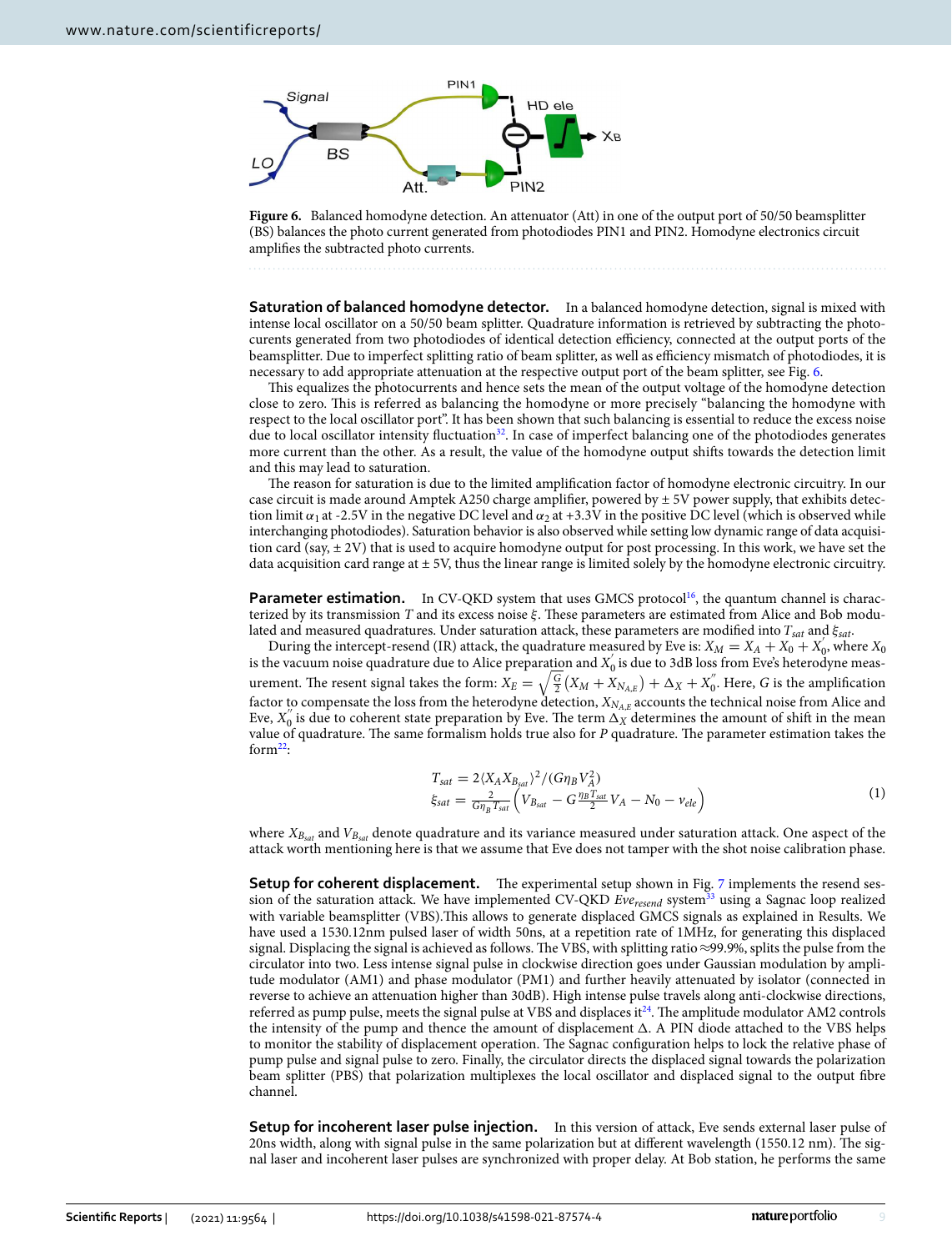**Figure 6.** Balanced homodyne detection. An attenuator (Att) in one of the output port of 50/50 beamsplitter (BS) balances the photo current generated from photodiodes PIN1 and PIN2. Homodyne electronics circuit amplifies the subtracted photo currents.

**Saturation of balanced homodyne detector.** In a balanced homodyne detection, signal is mixed with intense local oscillator on a 50/50 beam splitter. Quadrature information is retrieved by subtracting the photocurents generated from two photodiodes of identical detection efficiency, connected at the output ports of the beamsplitter. Due to imperfect splitting ratio of beam splitter, as well as efficiency mismatch of photodiodes, it is necessary to add appropriate attenuation at the respective output port of the beam splitter, see Fig. 6.

This equalizes the photocurrents and hence sets the mean of the output voltage of the homodyne detection close to zero. This is referred as balancing the homodyne or more precisely "balancing the homodyne with respect to the local oscillator port". It has been shown that such balancing is essential to reduce the excess noise due to local oscillator intensity fluctuation[32]. In case of imperfect balancing one of the photodiodes generates more current than the other. As a result, the value of the homodyne output shifts towards the detection limit and this may lead to saturation.

The reason for saturation is due to the limited amplification factor of homodyne electronic circuitry. In our case circuit is made around Amptek A250 charge amplifier, powered by ± 5V power supply, that exhibits detection limit $\alpha_1$ at -2.5V in the negative DC level and $\alpha_2$ at +3.3V in the positive DC level (which is observed while interchanging photodiodes). Saturation behavior is also observed while setting low dynamic range of data acquisition card (say, ± 2V) that is used to acquire homodyne output for post processing. In this work, we have set the data acquisition card range at ± 5V, thus the linear range is limited solely by the homodyne electronic circuitry.

**Parameter estimation.** In CV-QKD system that uses GMCS protocol[16], the quantum channel is characterized by its transmission $T$ and its excess noise $\xi$. These parameters are estimated from Alice and Bob modulated and measured quadratures. Under saturation attack, these parameters are modified into $T_{sat}$ and $\xi_{sat}$.

During the intercept-resend (IR) attack, the quadrature measured by Eve is: $X_M = X_A + X_0 + X_0^{'}$, where $X_0$ is the vacuum noise quadrature due to Alice preparation and $X_0^{'}$ is due to 3dB loss from Eve's heterodyne measurement. The resent signal takes the form: $X_E = \sqrt{\frac{G}{2}}\left(X_M + X_{N_{A,E}}\right) + \Delta_X + X_0^{''}$. Here, $G$ is the amplification factor to compensate the loss from the heterodyne detection, $X_{N_{A,E}}$ accounts the technical noise from Alice and Eve, $X_0^{''}$ is due to coherent state preparation by Eve. The term $\Delta_X$ determines the amount of shift in the mean value of quadrature. The same formalism holds true also for $P$ quadrature. The parameter estimation takes the form[22]:

$$
\begin{aligned}
T_{sat} &= 2\langle X_A X_{B_{sat}}\rangle^2/(G\eta_B V_A^2) \\
\xi_{sat} &= \frac{2}{G\eta_B T_{sat}}\left(V_{B_{sat}} - G\frac{\eta_B T_{sat}}{2}V_A - N_0 - \nu_{ele}\right)
\end{aligned}
\tag{1}
$$

where $X_{B_{sat}}$ and $V_{B_{sat}}$ denote quadrature and its variance measured under saturation attack. One aspect of the attack worth mentioning here is that we assume that Eve does not tamper with the shot noise calibration phase.

**Setup for coherent displacement.** The experimental setup shown in Fig. 7 implements the resend session of the saturation attack. We have implemented CV-QKD $Eve_{resend}$ system[33] using a Sagnac loop realized with variable beamsplitter (VBS).This allows to generate displaced GMCS signals as explained in Results. We have used a 1530.12nm pulsed laser of width 50ns, at a repetition rate of 1MHz, for generating this displaced signal. Displacing the signal is achieved as follows. The VBS, with splitting ratio ≈99.9%, splits the pulse from the circulator into two. Less intense signal pulse in clockwise direction goes under Gaussian modulation by amplitude modulator (AM1) and phase modulator (PM1) and further heavily attenuated by isolator (connected in reverse to achieve an attenuation higher than 30dB). High intense pulse travels along anti-clockwise directions, referred as pump pulse, meets the signal pulse at VBS and displaces it[24]. The amplitude modulator AM2 controls the intensity of the pump and thence the amount of displacement Δ. A PIN diode attached to the VBS helps to monitor the stability of displacement operation. The Sagnac configuration helps to lock the relative phase of pump pulse and signal pulse to zero. Finally, the circulator directs the displaced signal towards the polarization beam splitter (PBS) that polarization multiplexes the local oscillator and displaced signal to the output fibre channel.

**Setup for incoherent laser pulse injection.** In this version of attack, Eve sends external laser pulse of 20ns width, along with signal pulse in the same polarization but at different wavelength (1550.12 nm). The signal laser and incoherent laser pulses are synchronized with proper delay. At Bob station, he performs the same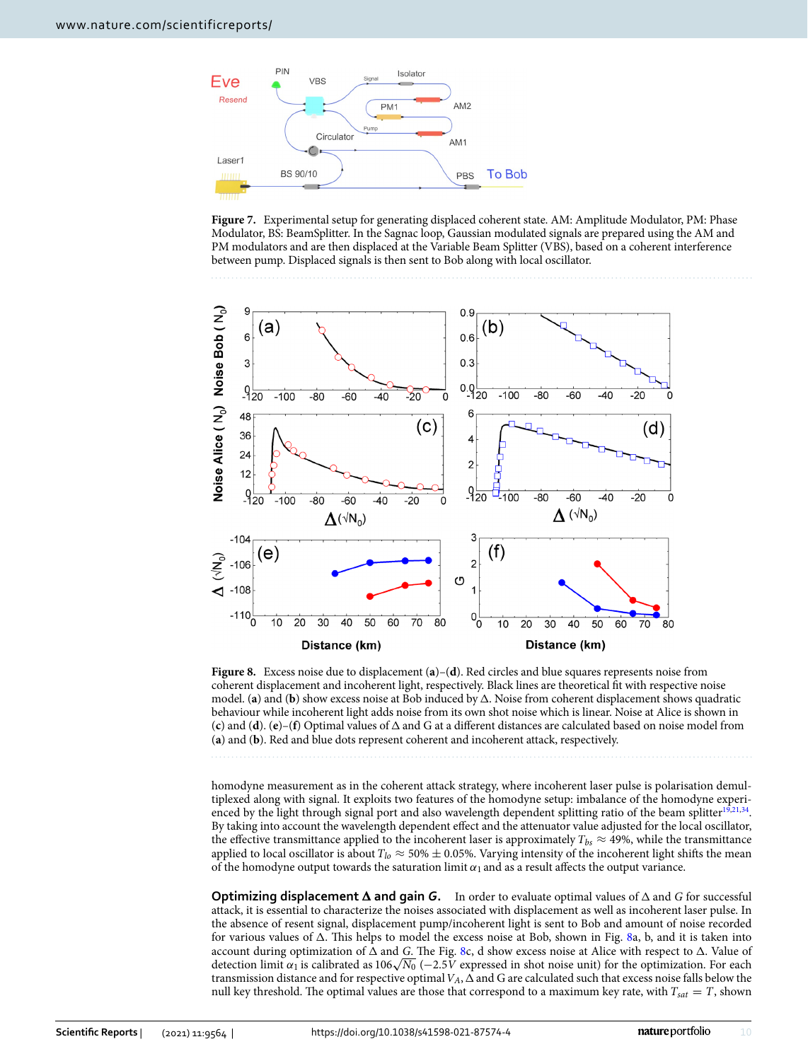**Figure 7.** Experimental setup for generating displaced coherent state. AM: Amplitude Modulator, PM: Phase Modulator, BS: BeamSplitter. In the Sagnac loop, Gaussian modulated signals are prepared using the AM and PM modulators and are then displaced at the Variable Beam Splitter (VBS), based on a coherent interference between pump. Displaced signals is then sent to Bob along with local oscillator.

**Figure 8.** Excess noise due to displacement (**a**)–(**d**). Red circles and blue squares represents noise from coherent displacement and incoherent light, respectively. Black lines are theoretical fit with respective noise model. (**a**) and (**b**) show excess noise at Bob induced by $\Delta$. Noise from coherent displacement shows quadratic behaviour while incoherent light adds noise from its own shot noise which is linear. Noise at Alice is shown in (**c**) and (**d**). (**e**)–(**f**) Optimal values of $\Delta$ and G at a different distances are calculated based on noise model from (**a**) and (**b**). Red and blue dots represent coherent and incoherent attack, respectively.

homodyne measurement as in the coherent attack strategy, where incoherent laser pulse is polarisation demultiplexed along with signal. It exploits two features of the homodyne setup: imbalance of the homodyne experienced by the light through signal port and also wavelength dependent splitting ratio of the beam splitter[19,21,34]. By taking into account the wavelength dependent effect and the attenuator value adjusted for the local oscillator, the effective transmittance applied to the incoherent laser is approximately $T_{bs} \approx 49\%$, while the transmittance applied to local oscillator is about $T_{lo} \approx 50\% \pm 0.05\%$. Varying intensity of the incoherent light shifts the mean of the homodyne output towards the saturation limit $\alpha_1$ and as a result affects the output variance.

**Optimizing displacement $\Delta$ and gain $G$.** In order to evaluate optimal values of $\Delta$ and $G$ for successful attack, it is essential to characterize the noises associated with displacement as well as incoherent laser pulse. In the absence of resent signal, displacement pump/incoherent light is sent to Bob and amount of noise recorded for various values of $\Delta$. This helps to model the excess noise at Bob, shown in Fig. 8a, b, and it is taken into account during optimization of $\Delta$ and $G$. The Fig. 8c, d show excess noise at Alice with respect to $\Delta$. Value of detection limit $\alpha_1$ is calibrated as $106\sqrt{N_0}$ ($-2.5V$ expressed in shot noise unit) for the optimization. For each transmission distance and for respective optimal $V_A$, $\Delta$ and G are calculated such that excess noise falls below the null key threshold. The optimal values are those that correspond to a maximum key rate, with $T_{sat} = T$, shown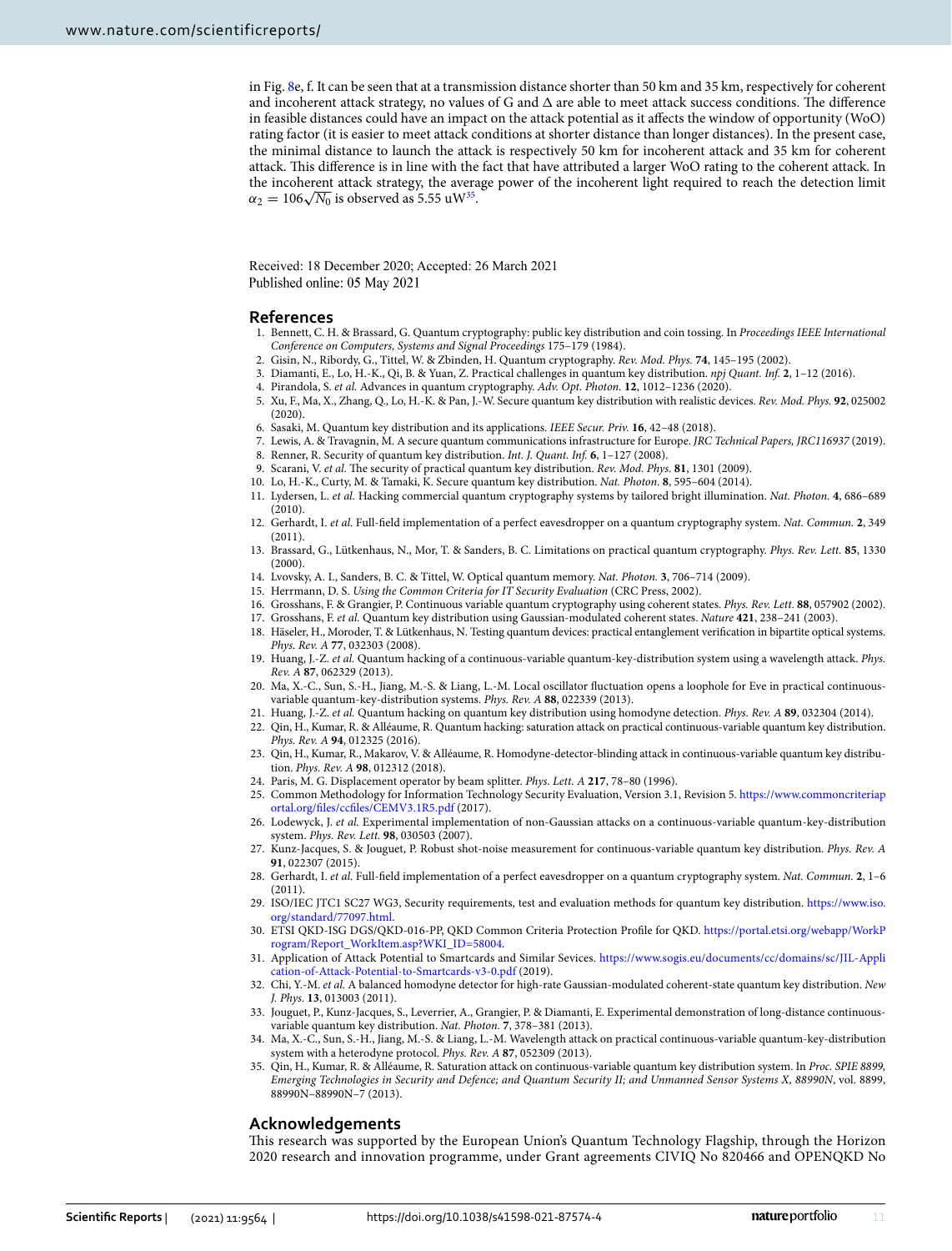in Fig. 8e, f. It can be seen that at a transmission distance shorter than 50 km and 35 km, respectively for coherent and incoherent attack strategy, no values of G and Δ are able to meet attack success conditions. The difference in feasible distances could have an impact on the attack potential as it affects the window of opportunity (WoO) rating factor (it is easier to meet attack conditions at shorter distance than longer distances). In the present case, the minimal distance to launch the attack is respectively 50 km for incoherent attack and 35 km for coherent attack. This difference is in line with the fact that have attributed a larger WoO rating to the coherent attack. In the incoherent attack strategy, the average power of the incoherent light required to reach the detection limit $\alpha_2 = 106\sqrt{N_0}$ is observed as 5.55 uW[35].

Received: 18 December 2020; Accepted: 26 March 2021
Published online: 05 May 2021

## References

1. Bennett, C. H. & Brassard, G. Quantum cryptography: public key distribution and coin tossing. In *Proceedings IEEE International Conference on Computers, Systems and Signal Proceedings* 175–179 (1984).
2. Gisin, N., Ribordy, G., Tittel, W. & Zbinden, H. Quantum cryptography. *Rev. Mod. Phys.* **74**, 145–195 (2002).
3. Diamanti, E., Lo, H.-K., Qi, B. & Yuan, Z. Practical challenges in quantum key distribution. *npj Quant. Inf.* **2**, 1–12 (2016).
4. Pirandola, S. *et al.* Advances in quantum cryptography. *Adv. Opt. Photon.* **12**, 1012–1236 (2020).
5. Xu, F., Ma, X., Zhang, Q., Lo, H.-K. & Pan, J.-W. Secure quantum key distribution with realistic devices. *Rev. Mod. Phys.* **92**, 025002 (2020).
6. Sasaki, M. Quantum key distribution and its applications. *IEEE Secur. Priv.* **16**, 42–48 (2018).
7. Lewis, A. & Travagnin, M. A secure quantum communications infrastructure for Europe. *JRC Technical Papers, JRC116937* (2019).
8. Renner, R. Security of quantum key distribution. *Int. J. Quant. Inf.* **6**, 1–127 (2008).
9. Scarani, V. *et al.* The security of practical quantum key distribution. *Rev. Mod. Phys.* **81**, 1301 (2009).
10. Lo, H.-K., Curty, M. & Tamaki, K. Secure quantum key distribution. *Nat. Photon.* **8**, 595–604 (2014).
11. Lydersen, L. *et al.* Hacking commercial quantum cryptography systems by tailored bright illumination. *Nat. Photon.* **4**, 686–689 (2010).
12. Gerhardt, I. *et al.* Full-field implementation of a perfect eavesdropper on a quantum cryptography system. *Nat. Commun.* **2**, 349 (2011).
13. Brassard, G., Lütkenhaus, N., Mor, T. & Sanders, B. C. Limitations on practical quantum cryptography. *Phys. Rev. Lett.* **85**, 1330 (2000).
14. Lvovsky, A. I., Sanders, B. C. & Tittel, W. Optical quantum memory. *Nat. Photon.* **3**, 706–714 (2009).
15. Herrmann, D. S. *Using the Common Criteria for IT Security Evaluation* (CRC Press, 2002).
16. Grosshans, F. & Grangier, P. Continuous variable quantum cryptography using coherent states. *Phys. Rev. Lett.* **88**, 057902 (2002).
17. Grosshans, F. *et al.* Quantum key distribution using Gaussian-modulated coherent states. *Nature* **421**, 238–241 (2003).
18. Häseler, H., Moroder, T. & Lütkenhaus, N. Testing quantum devices: practical entanglement verification in bipartite optical systems. *Phys. Rev. A* **77**, 032303 (2008).
19. Huang, J.-Z. *et al.* Quantum hacking of a continuous-variable quantum-key-distribution system using a wavelength attack. *Phys. Rev. A* **87**, 062329 (2013).
20. Ma, X.-C., Sun, S.-H., Jiang, M.-S. & Liang, L.-M. Local oscillator fluctuation opens a loophole for Eve in practical continuous-variable quantum-key-distribution systems. *Phys. Rev. A* **88**, 022339 (2013).
21. Huang, J.-Z. *et al.* Quantum hacking on quantum key distribution using homodyne detection. *Phys. Rev. A* **89**, 032304 (2014).
22. Qin, H., Kumar, R. & Alléaume, R. Quantum hacking: saturation attack on practical continuous-variable quantum key distribution. *Phys. Rev. A* **94**, 012325 (2016).
23. Qin, H., Kumar, R., Makarov, V. & Alléaume, R. Homodyne-detector-blinding attack in continuous-variable quantum key distribution. *Phys. Rev. A* **98**, 012312 (2018).
24. Paris, M. G. Displacement operator by beam splitter. *Phys. Lett. A* **217**, 78–80 (1996).
25. Common Methodology for Information Technology Security Evaluation, Version 3.1, Revision 5. https://www.commoncriteriaportal.org/files/ccfiles/CEMV3.1R5.pdf (2017).
26. Lodewyck, J. *et al.* Experimental implementation of non-Gaussian attacks on a continuous-variable quantum-key-distribution system. *Phys. Rev. Lett.* **98**, 030503 (2007).
27. Kunz-Jacques, S. & Jouguet, P. Robust shot-noise measurement for continuous-variable quantum key distribution. *Phys. Rev. A* **91**, 022307 (2015).
28. Gerhardt, I. *et al.* Full-field implementation of a perfect eavesdropper on a quantum cryptography system. *Nat. Commun.* **2**, 1–6 (2011).
29. ISO/IEC JTC1 SC27 WG3, Security requirements, test and evaluation methods for quantum key distribution. https://www.iso.org/standard/77097.html.
30. ETSI QKD-ISG DGS/QKD-016-PP, QKD Common Criteria Protection Profile for QKD. https://portal.etsi.org/webapp/WorkProgram/Report_WorkItem.asp?WKI_ID=58004.
31. Application of Attack Potential to Smartcards and Similar Sevices. https://www.sogis.eu/documents/cc/domains/sc/JIL-Application-of-Attack-Potential-to-Smartcards-v3-0.pdf (2019).
32. Chi, Y.-M. *et al.* A balanced homodyne detector for high-rate Gaussian-modulated coherent-state quantum key distribution. *New J. Phys.* **13**, 013003 (2011).
33. Jouguet, P., Kunz-Jacques, S., Leverrier, A., Grangier, P. & Diamanti, E. Experimental demonstration of long-distance continuous-variable quantum key distribution. *Nat. Photon.* **7**, 378–381 (2013).
34. Ma, X.-C., Sun, S.-H., Jiang, M.-S. & Liang, L.-M. Wavelength attack on practical continuous-variable quantum-key-distribution system with a heterodyne protocol. *Phys. Rev. A* **87**, 052309 (2013).
35. Qin, H., Kumar, R. & Alléaume, R. Saturation attack on continuous-variable quantum key distribution system. In *Proc. SPIE 8899, Emerging Technologies in Security and Defence; and Quantum Security II; and Unmanned Sensor Systems X, 88990N*, vol. 8899, 88990N–88990N–7 (2013).

## Acknowledgements

This research was supported by the European Union's Quantum Technology Flagship, through the Horizon 2020 research and innovation programme, under Grant agreements CIVIQ No 820466 and OPENQKD No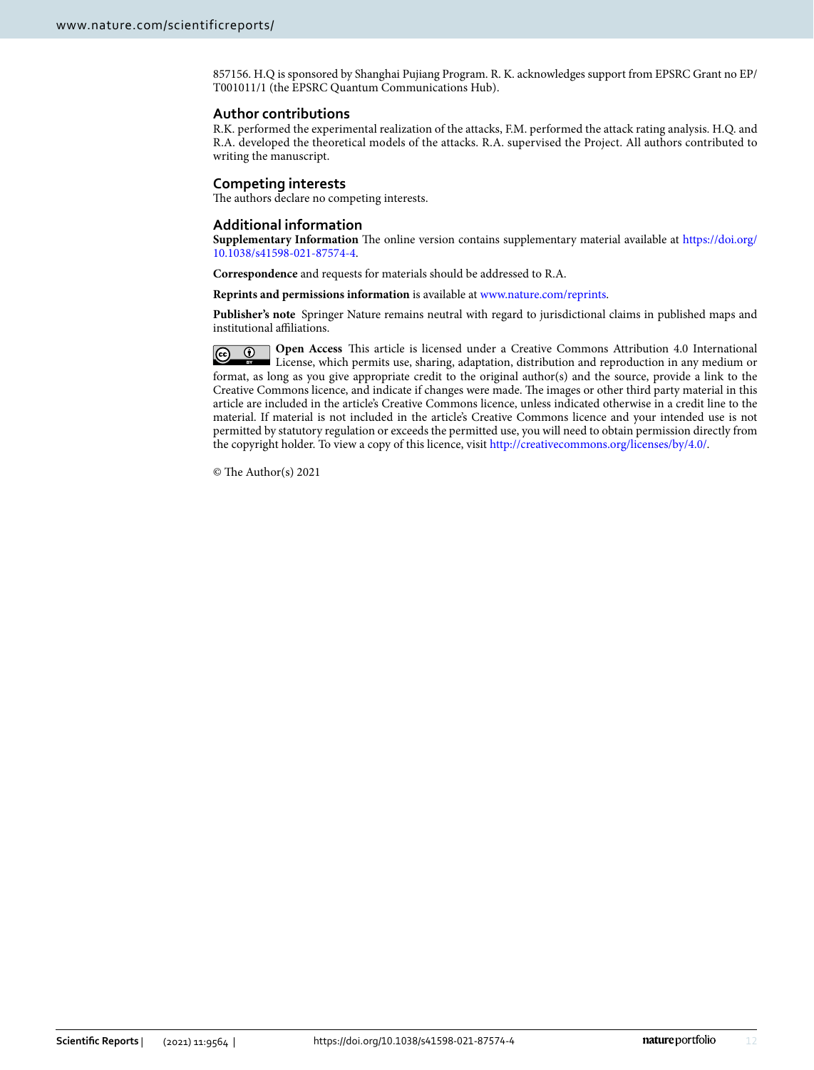857156. H.Q is sponsored by Shanghai Pujiang Program. R. K. acknowledges support from EPSRC Grant no EP/T001011/1 (the EPSRC Quantum Communications Hub).

## Author contributions

R.K. performed the experimental realization of the attacks, F.M. performed the attack rating analysis. H.Q. and R.A. developed the theoretical models of the attacks. R.A. supervised the Project. All authors contributed to writing the manuscript.

## Competing interests

The authors declare no competing interests.

## Additional information

**Supplementary Information** The online version contains supplementary material available at https://doi.org/10.1038/s41598-021-87574-4.

**Correspondence** and requests for materials should be addressed to R.A.

**Reprints and permissions information** is available at www.nature.com/reprints.

**Publisher's note** Springer Nature remains neutral with regard to jurisdictional claims in published maps and institutional affiliations.

**Open Access** This article is licensed under a Creative Commons Attribution 4.0 International License, which permits use, sharing, adaptation, distribution and reproduction in any medium or format, as long as you give appropriate credit to the original author(s) and the source, provide a link to the Creative Commons licence, and indicate if changes were made. The images or other third party material in this article are included in the article's Creative Commons licence, unless indicated otherwise in a credit line to the material. If material is not included in the article's Creative Commons licence and your intended use is not permitted by statutory regulation or exceeds the permitted use, you will need to obtain permission directly from the copyright holder. To view a copy of this licence, visit http://creativecommons.org/licenses/by/4.0/.

© The Author(s) 2021